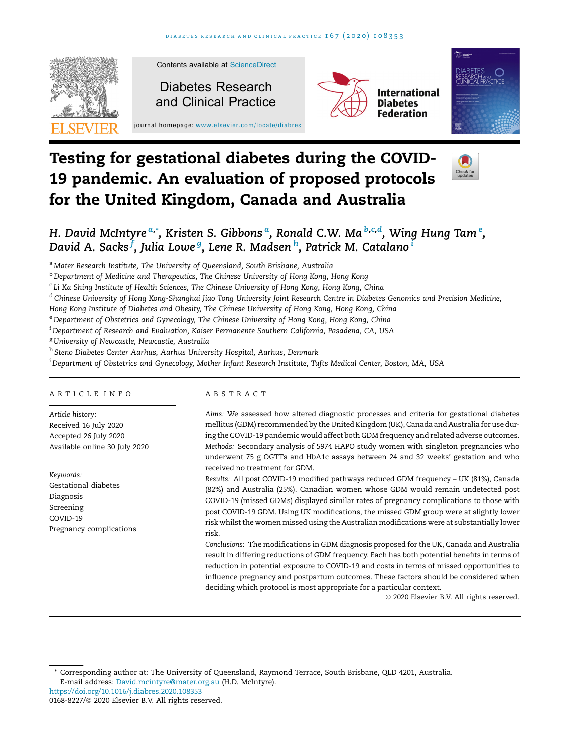# Testing for gestational diabetes during the COVID-19 pandemic. An evaluation of proposed protocols for the United Kingdom, Canada and Australia

*H. David McIntyre*[a,*], *Kristen S. Gibbons*[a], *Ronald C.W. Ma*[b,c,d], *Wing Hung Tam*[e], *David A. Sacks*[f], *Julia Lowe*[g], *Lene R. Madsen*[h], *Patrick M. Catalano*[i]

[a] *Mater Research Institute, The University of Queensland, South Brisbane, Australia*

[b] *Department of Medicine and Therapeutics, The Chinese University of Hong Kong, Hong Kong*

[c] *Li Ka Shing Institute of Health Sciences, The Chinese University of Hong Kong, Hong Kong, China*

[d] *Chinese University of Hong Kong-Shanghai Jiao Tong University Joint Research Centre in Diabetes Genomics and Precision Medicine, Hong Kong Institute of Diabetes and Obesity, The Chinese University of Hong Kong, Hong Kong, China*

[e] *Department of Obstetrics and Gynecology, The Chinese University of Hong Kong, Hong Kong, China*

[f] *Department of Research and Evaluation, Kaiser Permanente Southern California, Pasadena, CA, USA*

[g] *University of Newcastle, Newcastle, Australia*

[h] *Steno Diabetes Center Aarhus, Aarhus University Hospital, Aarhus, Denmark*

[i] *Department of Obstetrics and Gynecology, Mother Infant Research Institute, Tufts Medical Center, Boston, MA, USA*

## ARTICLE INFO

*Article history:*
Received 16 July 2020
Accepted 26 July 2020
Available online 30 July 2020

*Keywords:*
Gestational diabetes
Diagnosis
Screening
COVID-19
Pregnancy complications

## ABSTRACT

*Aims:* We assessed how altered diagnostic processes and criteria for gestational diabetes mellitus (GDM) recommended by the United Kingdom (UK), Canada and Australia for use during the COVID-19 pandemic would affect both GDM frequency and related adverse outcomes.

*Methods:* Secondary analysis of 5974 HAPO study women with singleton pregnancies who underwent 75 g OGTTs and HbA1c assays between 24 and 32 weeks' gestation and who received no treatment for GDM.

*Results:* All post COVID-19 modified pathways reduced GDM frequency – UK (81%), Canada (82%) and Australia (25%). Canadian women whose GDM would remain undetected post COVID-19 (missed GDMs) displayed similar rates of pregnancy complications to those with post COVID-19 GDM. Using UK modifications, the missed GDM group were at slightly lower risk whilst the women missed using the Australian modifications were at substantially lower risk.

*Conclusions:* The modifications in GDM diagnosis proposed for the UK, Canada and Australia result in differing reductions of GDM frequency. Each has both potential benefits in terms of reduction in potential exposure to COVID-19 and costs in terms of missed opportunities to influence pregnancy and postpartum outcomes. These factors should be considered when deciding which protocol is most appropriate for a particular context.

© 2020 Elsevier B.V. All rights reserved.

* Corresponding author at: The University of Queensland, Raymond Terrace, South Brisbane, QLD 4201, Australia.
E-mail address: David.mcintyre@mater.org.au (H.D. McIntyre).

https://doi.org/10.1016/j.diabres.2020.108353
0168-8227/© 2020 Elsevier B.V. All rights reserved.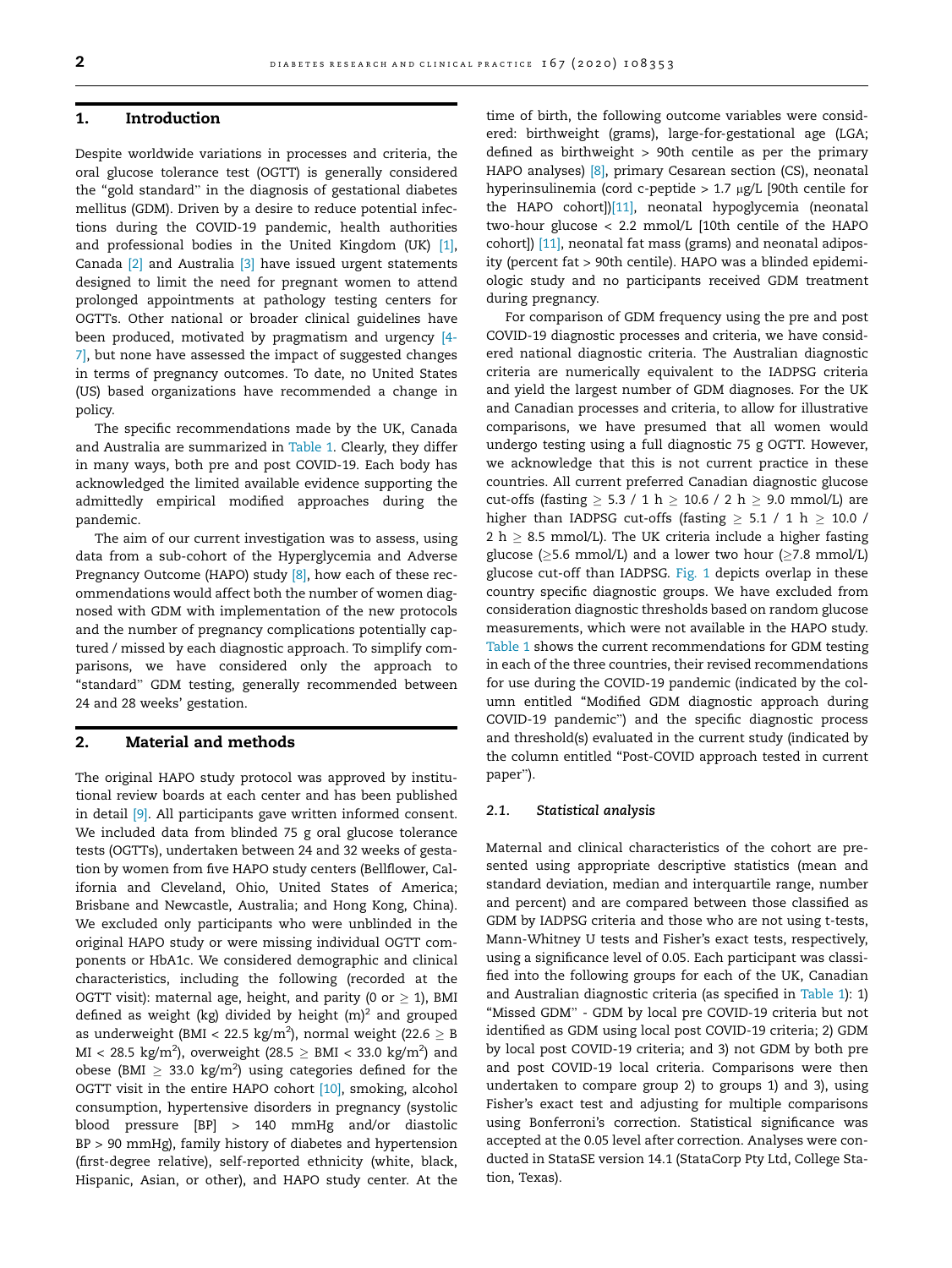## 1. Introduction

Despite worldwide variations in processes and criteria, the oral glucose tolerance test (OGTT) is generally considered the "gold standard" in the diagnosis of gestational diabetes mellitus (GDM). Driven by a desire to reduce potential infections during the COVID-19 pandemic, health authorities and professional bodies in the United Kingdom (UK) [1], Canada [2] and Australia [3] have issued urgent statements designed to limit the need for pregnant women to attend prolonged appointments at pathology testing centers for OGTTs. Other national or broader clinical guidelines have been produced, motivated by pragmatism and urgency [4-7], but none have assessed the impact of suggested changes in terms of pregnancy outcomes. To date, no United States (US) based organizations have recommended a change in policy.

The specific recommendations made by the UK, Canada and Australia are summarized in Table 1. Clearly, they differ in many ways, both pre and post COVID-19. Each body has acknowledged the limited available evidence supporting the admittedly empirical modified approaches during the pandemic.

The aim of our current investigation was to assess, using data from a sub-cohort of the Hyperglycemia and Adverse Pregnancy Outcome (HAPO) study [8], how each of these recommendations would affect both the number of women diagnosed with GDM with implementation of the new protocols and the number of pregnancy complications potentially captured / missed by each diagnostic approach. To simplify comparisons, we have considered only the approach to "standard" GDM testing, generally recommended between 24 and 28 weeks' gestation.

## 2. Material and methods

The original HAPO study protocol was approved by institutional review boards at each center and has been published in detail [9]. All participants gave written informed consent. We included data from blinded 75 g oral glucose tolerance tests (OGTTs), undertaken between 24 and 32 weeks of gestation by women from five HAPO study centers (Bellflower, California and Cleveland, Ohio, United States of America; Brisbane and Newcastle, Australia; and Hong Kong, China). We excluded only participants who were unblinded in the original HAPO study or were missing individual OGTT components or HbA1c. We considered demographic and clinical characteristics, including the following (recorded at the OGTT visit): maternal age, height, and parity (0 or $\geq$ 1), BMI defined as weight (kg) divided by height $(m)^2$ and grouped as underweight (BMI < 22.5 kg/m$^2$), normal weight (22.6 $\geq$ BMI < 28.5 kg/m$^2$), overweight (28.5 $\geq$ BMI < 33.0 kg/m$^2$) and obese (BMI $\geq$ 33.0 kg/m$^2$) using categories defined for the OGTT visit in the entire HAPO cohort [10], smoking, alcohol consumption, hypertensive disorders in pregnancy (systolic blood pressure [BP] > 140 mmHg and/or diastolic BP > 90 mmHg), family history of diabetes and hypertension (first-degree relative), self-reported ethnicity (white, black, Hispanic, Asian, or other), and HAPO study center. At the time of birth, the following outcome variables were considered: birthweight (grams), large-for-gestational age (LGA; defined as birthweight > 90th centile as per the primary HAPO analyses) [8], primary Cesarean section (CS), neonatal hyperinsulinemia (cord c-peptide > 1.7 μg/L [90th centile for the HAPO cohort])[11], neonatal hypoglycemia (neonatal two-hour glucose < 2.2 mmol/L [10th centile of the HAPO cohort]) [11], neonatal fat mass (grams) and neonatal adiposity (percent fat > 90th centile). HAPO was a blinded epidemiologic study and no participants received GDM treatment during pregnancy.

For comparison of GDM frequency using the pre and post COVID-19 diagnostic processes and criteria, we have considered national diagnostic criteria. The Australian diagnostic criteria are numerically equivalent to the IADPSG criteria and yield the largest number of GDM diagnoses. For the UK and Canadian processes and criteria, for illustrative comparisons, we have presumed that all women would undergo testing using a full diagnostic 75 g OGTT. However, we acknowledge that this is not current practice in these countries. All current preferred Canadian diagnostic glucose cut-offs (fasting $\geq$ 5.3 / 1 h $\geq$ 10.6 / 2 h $\geq$ 9.0 mmol/L) are higher than IADPSG cut-offs (fasting $\geq$ 5.1 / 1 h $\geq$ 10.0 / 2 h $\geq$ 8.5 mmol/L). The UK criteria include a higher fasting glucose ($\geq$5.6 mmol/L) and a lower two hour ($\geq$7.8 mmol/L) glucose cut-off than IADPSG. Fig. 1 depicts overlap in these country specific diagnostic groups. We have excluded from consideration diagnostic thresholds based on random glucose measurements, which were not available in the HAPO study. Table 1 shows the current recommendations for GDM testing in each of the three countries, their revised recommendations for use during the COVID-19 pandemic (indicated by the column entitled "Modified GDM diagnostic approach during COVID-19 pandemic") and the specific diagnostic process and threshold(s) evaluated in the current study (indicated by the column entitled "Post-COVID approach tested in current paper").

### 2.1. Statistical analysis

Maternal and clinical characteristics of the cohort are presented using appropriate descriptive statistics (mean and standard deviation, median and interquartile range, number and percent) and are compared between those classified as GDM by IADPSG criteria and those who are not using t-tests, Mann-Whitney U tests and Fisher's exact tests, respectively, using a significance level of 0.05. Each participant was classified into the following groups for each of the UK, Canadian and Australian diagnostic criteria (as specified in Table 1): 1) "Missed GDM" - GDM by local pre COVID-19 criteria but not identified as GDM using local post COVID-19 criteria; 2) GDM by local post COVID-19 criteria; and 3) not GDM by both pre and post COVID-19 local criteria. Comparisons were then undertaken to compare group 2) to groups 1) and 3), using Fisher's exact test and adjusting for multiple comparisons using Bonferroni's correction. Statistical significance was accepted at the 0.05 level after correction. Analyses were conducted in StataSE version 14.1 (StataCorp Pty Ltd, College Station, Texas).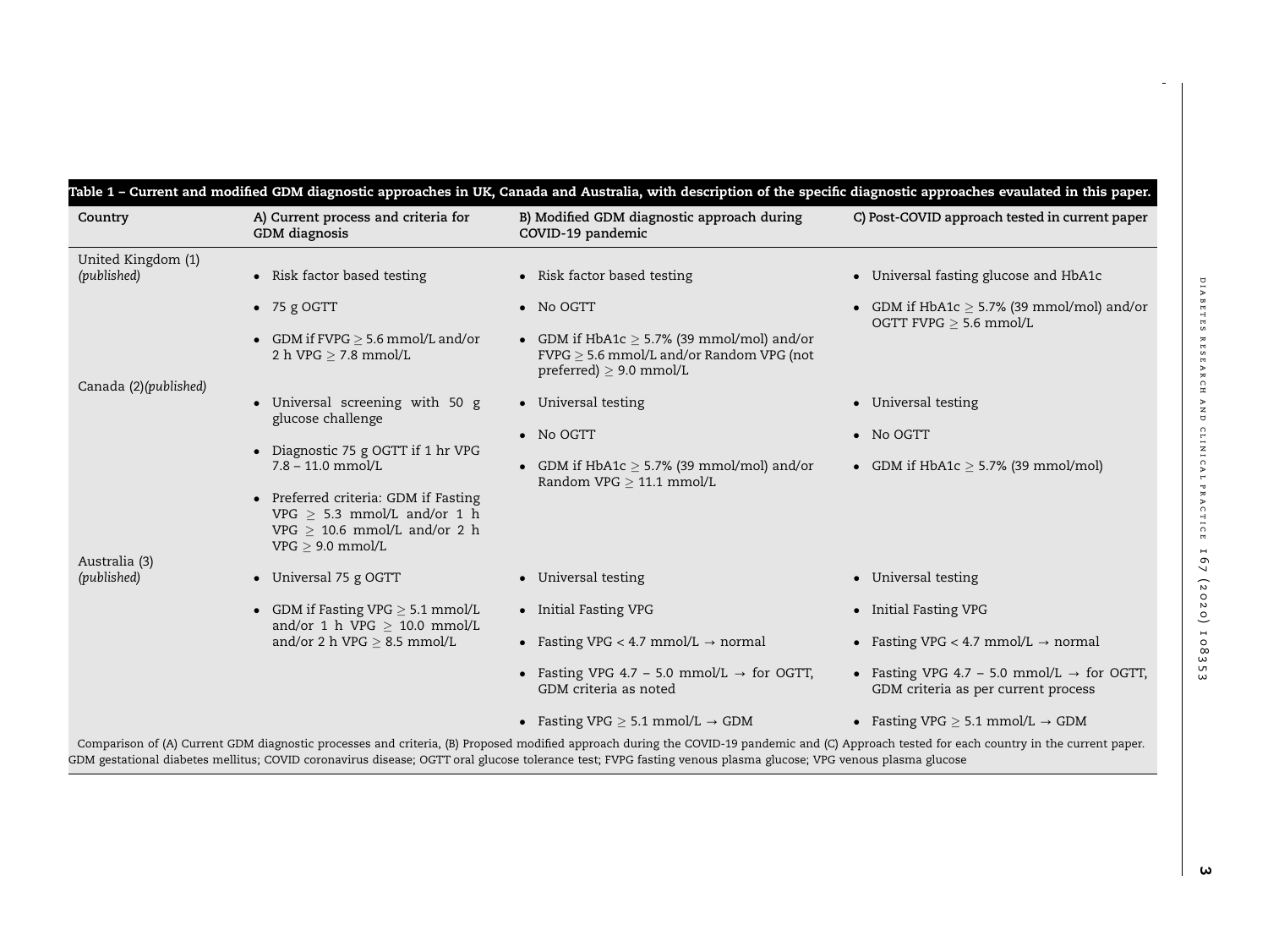Table 1 – Current and modified GDM diagnostic approaches in UK, Canada and Australia, with description of the specific diagnostic approaches evaulated in this paper.

| Country | A) Current process and criteria for GDM diagnosis | B) Modified GDM diagnostic approach during COVID-19 pandemic | C) Post-COVID approach tested in current paper |
|---|---|---|---|
| United Kingdom (1) *(published)* | • Risk factor based testing<br>• 75 g OGTT<br>• GDM if FVPG ≥ 5.6 mmol/L and/or 2 h VPG ≥ 7.8 mmol/L | • Risk factor based testing<br>• No OGTT<br>• GDM if HbA1c ≥ 5.7% (39 mmol/mol) and/or FVPG ≥ 5.6 mmol/L and/or Random VPG (not preferred) ≥ 9.0 mmol/L | • Universal fasting glucose and HbA1c<br>• GDM if HbA1c ≥ 5.7% (39 mmol/mol) and/or OGTT FVPG ≥ 5.6 mmol/L |
| Canada (2)*(published)* | • Universal screening with 50 g glucose challenge<br>• Diagnostic 75 g OGTT if 1 hr VPG 7.8 – 11.0 mmol/L<br>• Preferred criteria: GDM if Fasting VPG ≥ 5.3 mmol/L and/or 1 h VPG ≥ 10.6 mmol/L and/or 2 h VPG ≥ 9.0 mmol/L | • Universal testing<br>• No OGTT<br>• GDM if HbA1c ≥ 5.7% (39 mmol/mol) and/or Random VPG ≥ 11.1 mmol/L | • Universal testing<br>• No OGTT<br>• GDM if HbA1c ≥ 5.7% (39 mmol/mol) |
| Australia (3) *(published)* | • Universal 75 g OGTT<br>• GDM if Fasting VPG ≥ 5.1 mmol/L and/or 1 h VPG ≥ 10.0 mmol/L and/or 2 h VPG ≥ 8.5 mmol/L | • Universal testing<br>• Initial Fasting VPG<br>• Fasting VPG < 4.7 mmol/L → normal<br>• Fasting VPG 4.7 – 5.0 mmol/L → for OGTT, GDM criteria as noted<br>• Fasting VPG ≥ 5.1 mmol/L → GDM | • Universal testing<br>• Initial Fasting VPG<br>• Fasting VPG < 4.7 mmol/L → normal<br>• Fasting VPG 4.7 – 5.0 mmol/L → for OGTT, GDM criteria as per current process<br>• Fasting VPG ≥ 5.1 mmol/L → GDM |

Comparison of (A) Current GDM diagnostic processes and criteria, (B) Proposed modified approach during the COVID-19 pandemic and (C) Approach tested for each country in the current paper. GDM gestational diabetes mellitus; COVID coronavirus disease; OGTT oral glucose tolerance test; FVPG fasting venous plasma glucose; VPG venous plasma glucose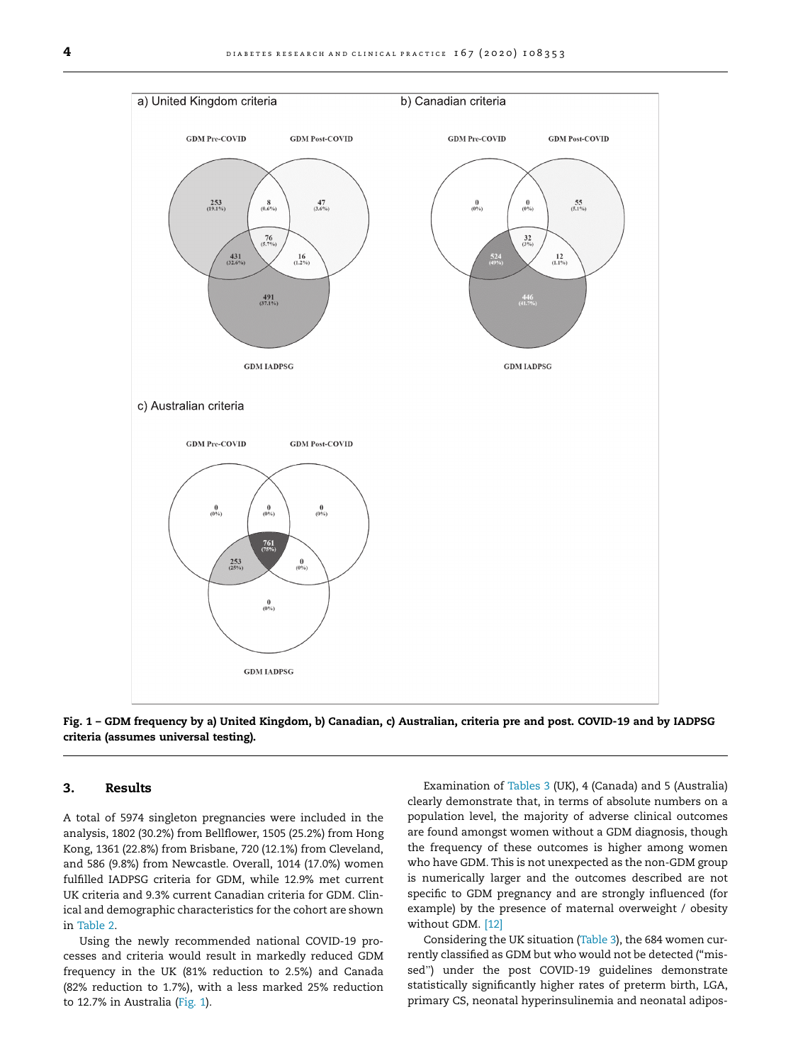Fig. 1 – GDM frequency by a) United Kingdom, b) Canadian, c) Australian, criteria pre and post. COVID-19 and by IADPSG criteria (assumes universal testing).

## 3. Results

A total of 5974 singleton pregnancies were included in the analysis, 1802 (30.2%) from Bellflower, 1505 (25.2%) from Hong Kong, 1361 (22.8%) from Brisbane, 720 (12.1%) from Cleveland, and 586 (9.8%) from Newcastle. Overall, 1014 (17.0%) women fulfilled IADPSG criteria for GDM, while 12.9% met current UK criteria and 9.3% current Canadian criteria for GDM. Clinical and demographic characteristics for the cohort are shown in Table 2.

Using the newly recommended national COVID-19 processes and criteria would result in markedly reduced GDM frequency in the UK (81% reduction to 2.5%) and Canada (82% reduction to 1.7%), with a less marked 25% reduction to 12.7% in Australia (Fig. 1).

Examination of Tables 3 (UK), 4 (Canada) and 5 (Australia) clearly demonstrate that, in terms of absolute numbers on a population level, the majority of adverse clinical outcomes are found amongst women without a GDM diagnosis, though the frequency of these outcomes is higher among women who have GDM. This is not unexpected as the non-GDM group is numerically larger and the outcomes described are not specific to GDM pregnancy and are strongly influenced (for example) by the presence of maternal overweight / obesity without GDM. [12]

Considering the UK situation (Table 3), the 684 women currently classified as GDM but who would not be detected ("missed") under the post COVID-19 guidelines demonstrate statistically significantly higher rates of preterm birth, LGA, primary CS, neonatal hyperinsulinemia and neonatal adipos-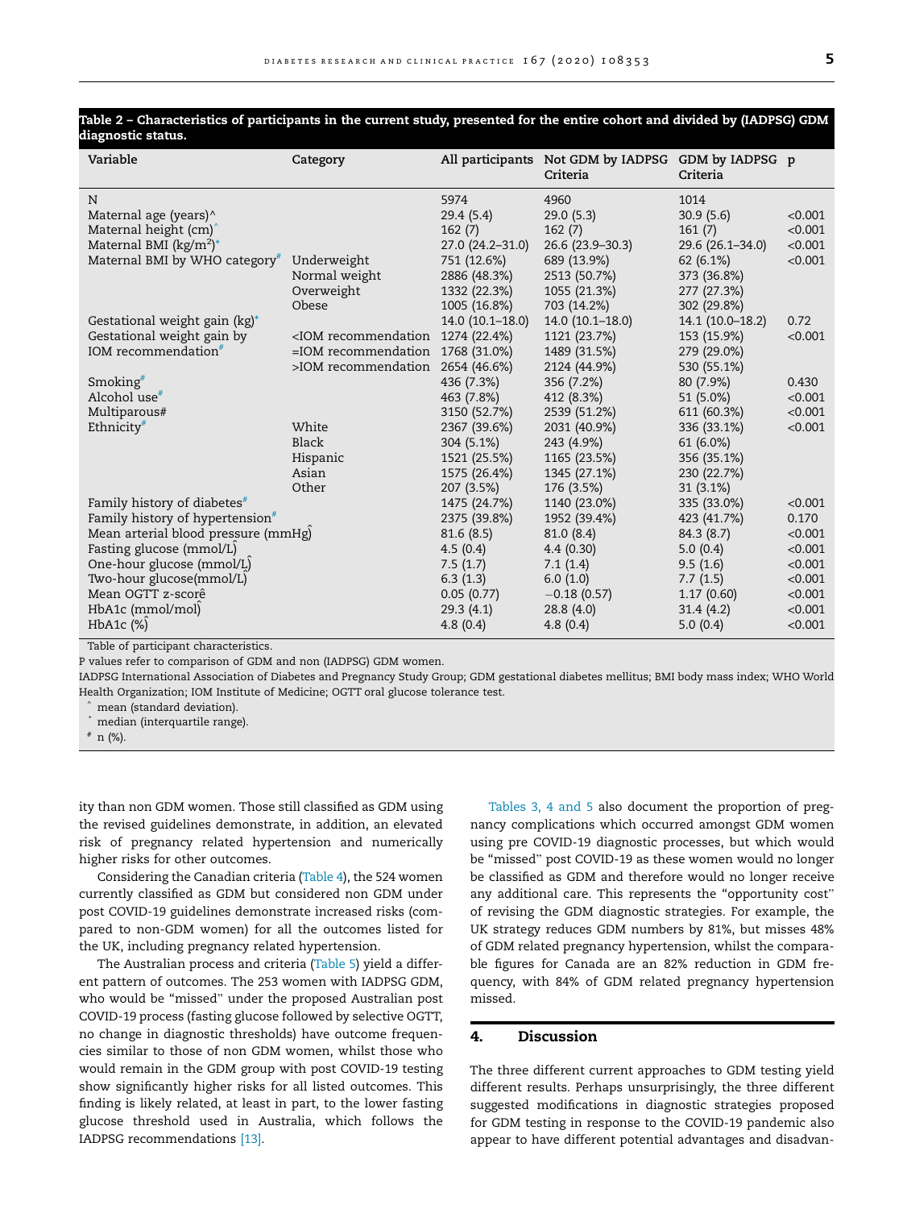**Table 2 – Characteristics of participants in the current study, presented for the entire cohort and divided by (IADPSG) GDM diagnostic status.**

| Variable | Category | All participants | Not GDM by IADPSG Criteria | GDM by IADPSG Criteria | p |
|---|---|---|---|---|---|
| N | | 5974 | 4960 | 1014 | |
| Maternal age (years)^ | | 29.4 (5.4) | 29.0 (5.3) | 30.9 (5.6) | <0.001 |
| Maternal height (cm)^ | | 162 (7) | 162 (7) | 161 (7) | <0.001 |
| Maternal BMI (kg/m²)* | | 27.0 (24.2–31.0) | 26.6 (23.9–30.3) | 29.6 (26.1–34.0) | <0.001 |
| Maternal BMI by WHO category# | Underweight | 751 (12.6%) | 689 (13.9%) | 62 (6.1%) | <0.001 |
| | Normal weight | 2886 (48.3%) | 2513 (50.7%) | 373 (36.8%) | |
| | Overweight | 1332 (22.3%) | 1055 (21.3%) | 277 (27.3%) | |
| | Obese | 1005 (16.8%) | 703 (14.2%) | 302 (29.8%) | |
| Gestational weight gain (kg)* | | 14.0 (10.1–18.0) | 14.0 (10.1–18.0) | 14.1 (10.0–18.2) | 0.72 |
| Gestational weight gain by IOM recommendation# | <IOM recommendation | 1274 (22.4%) | 1121 (23.7%) | 153 (15.9%) | <0.001 |
| | =IOM recommendation | 1768 (31.0%) | 1489 (31.5%) | 279 (29.0%) | |
| | >IOM recommendation | 2654 (46.6%) | 2124 (44.9%) | 530 (55.1%) | |
| Smoking# | | 436 (7.3%) | 356 (7.2%) | 80 (7.9%) | 0.430 |
| Alcohol use# | | 463 (7.8%) | 412 (8.3%) | 51 (5.0%) | <0.001 |
| Multiparous# | | 3150 (52.7%) | 2539 (51.2%) | 611 (60.3%) | <0.001 |
| Ethnicity# | White | 2367 (39.6%) | 2031 (40.9%) | 336 (33.1%) | <0.001 |
| | Black | 304 (5.1%) | 243 (4.9%) | 61 (6.0%) | |
| | Hispanic | 1521 (25.5%) | 1165 (23.5%) | 356 (35.1%) | |
| | Asian | 1575 (26.4%) | 1345 (27.1%) | 230 (22.7%) | |
| | Other | 207 (3.5%) | 176 (3.5%) | 31 (3.1%) | |
| Family history of diabetes# | | 1475 (24.7%) | 1140 (23.0%) | 335 (33.0%) | <0.001 |
| Family history of hypertension# | | 2375 (39.8%) | 1952 (39.4%) | 423 (41.7%) | 0.170 |
| Mean arterial blood pressure (mmHg)^ | | 81.6 (8.5) | 81.0 (8.4) | 84.3 (8.7) | <0.001 |
| Fasting glucose (mmol/L)^ | | 4.5 (0.4) | 4.4 (0.30) | 5.0 (0.4) | <0.001 |
| One-hour glucose (mmol/L)^ | | 7.5 (1.7) | 7.1 (1.4) | 9.5 (1.6) | <0.001 |
| Two-hour glucose(mmol/L)^ | | 6.3 (1.3) | 6.0 (1.0) | 7.7 (1.5) | <0.001 |
| Mean OGTT z-score^ | | 0.05 (0.77) | −0.18 (0.57) | 1.17 (0.60) | <0.001 |
| HbA1c (mmol/mol)^ | | 29.3 (4.1) | 28.8 (4.0) | 31.4 (4.2) | <0.001 |
| HbA1c (%)^ | | 4.8 (0.4) | 4.8 (0.4) | 5.0 (0.4) | <0.001 |

Table of participant characteristics.
P values refer to comparison of GDM and non (IADPSG) GDM women.
IADPSG International Association of Diabetes and Pregnancy Study Group; GDM gestational diabetes mellitus; BMI body mass index; WHO World Health Organization; IOM Institute of Medicine; OGTT oral glucose tolerance test.
^ mean (standard deviation).
* median (interquartile range).
# n (%).

ity than non GDM women. Those still classified as GDM using the revised guidelines demonstrate, in addition, an elevated risk of pregnancy related hypertension and numerically higher risks for other outcomes.

Considering the Canadian criteria (Table 4), the 524 women currently classified as GDM but considered non GDM under post COVID-19 guidelines demonstrate increased risks (compared to non-GDM women) for all the outcomes listed for the UK, including pregnancy related hypertension.

The Australian process and criteria (Table 5) yield a different pattern of outcomes. The 253 women with IADPSG GDM, who would be "missed" under the proposed Australian post COVID-19 process (fasting glucose followed by selective OGTT, no change in diagnostic thresholds) have outcome frequencies similar to those of non GDM women, whilst those who would remain in the GDM group with post COVID-19 testing show significantly higher risks for all listed outcomes. This finding is likely related, at least in part, to the lower fasting glucose threshold used in Australia, which follows the IADPSG recommendations [13].

Tables 3, 4 and 5 also document the proportion of pregnancy complications which occurred amongst GDM women using pre COVID-19 diagnostic processes, but which would be "missed" post COVID-19 as these women would no longer be classified as GDM and therefore would no longer receive any additional care. This represents the "opportunity cost" of revising the GDM diagnostic strategies. For example, the UK strategy reduces GDM numbers by 81%, but misses 48% of GDM related pregnancy hypertension, whilst the comparable figures for Canada are an 82% reduction in GDM frequency, with 84% of GDM related pregnancy hypertension missed.

## 4. Discussion

The three different current approaches to GDM testing yield different results. Perhaps unsurprisingly, the three different suggested modifications in diagnostic strategies proposed for GDM testing in response to the COVID-19 pandemic also appear to have different potential advantages and disadvan-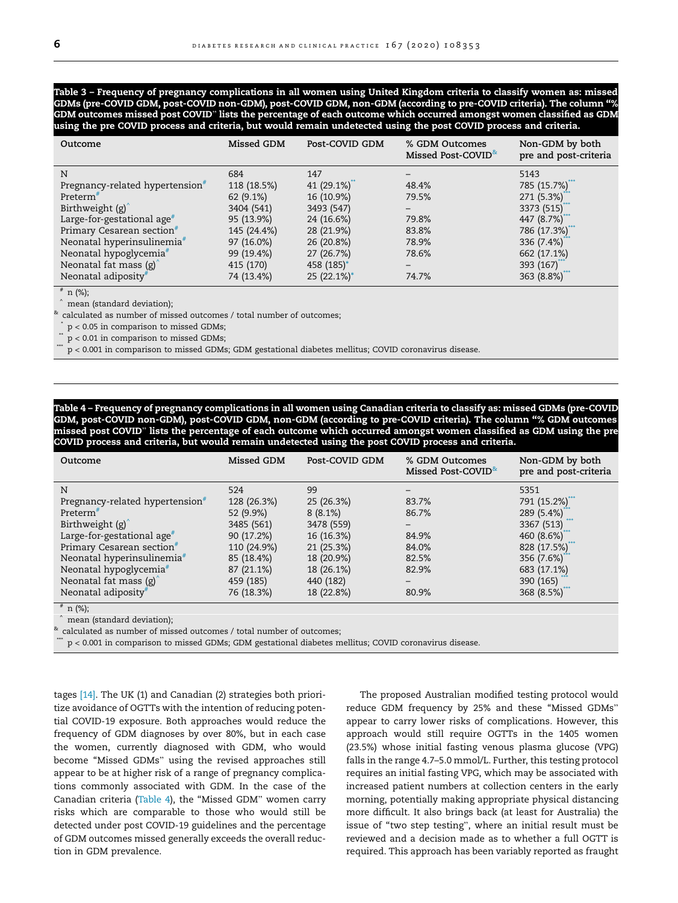**Table 3 – Frequency of pregnancy complications in all women using United Kingdom criteria to classify women as: missed GDMs (pre-COVID GDM, post-COVID non-GDM), post-COVID GDM, non-GDM (according to pre-COVID criteria). The column "% GDM outcomes missed post COVID" lists the percentage of each outcome which occurred amongst women classified as GDM using the pre COVID process and criteria, but would remain undetected using the post COVID process and criteria.**

| Outcome | Missed GDM | Post-COVID GDM | % GDM Outcomes Missed Post-COVID[&] | Non-GDM by both pre and post-criteria |
|---|---|---|---|---|
| N | 684 | 147 | – | 5143 |
| Pregnancy-related hypertension[#] | 118 (18.5%) | 41 (29.1%)[**] | 48.4% | 785 (15.7%)[***] |
| Preterm[#] | 62 (9.1%) | 16 (10.9%) | 79.5% | 271 (5.3%)[***] |
| Birthweight (g)[^] | 3404 (541) | 3493 (547) | – | 3373 (515)[***] |
| Large-for-gestational age[#] | 95 (13.9%) | 24 (16.6%) | 79.8% | 447 (8.7%)[***] |
| Primary Cesarean section[#] | 145 (24.4%) | 28 (21.9%) | 83.8% | 786 (17.3%)[***] |
| Neonatal hyperinsulinemia[#] | 97 (16.0%) | 26 (20.8%) | 78.9% | 336 (7.4%)[***] |
| Neonatal hypoglycemia[#] | 99 (19.4%) | 27 (26.7%) | 78.6% | 662 (17.1%) |
| Neonatal fat mass (g)[^] | 415 (170) | 458 (185)[*] | – | 393 (167)[***] |
| Neonatal adiposity[#] | 74 (13.4%) | 25 (22.1%)[*] | 74.7% | 363 (8.8%)[***] |

[#] n (%);
[^] mean (standard deviation);
[&] calculated as number of missed outcomes / total number of outcomes;
[*] $p < 0.05$ in comparison to missed GDMs;
[**] $p < 0.01$ in comparison to missed GDMs;
[***] $p < 0.001$ in comparison to missed GDMs; GDM gestational diabetes mellitus; COVID coronavirus disease.

**Table 4 – Frequency of pregnancy complications in all women using Canadian criteria to classify as: missed GDMs (pre-COVID GDM, post-COVID non-GDM), post-COVID GDM, non-GDM (according to pre-COVID criteria). The column "% GDM outcomes missed post COVID" lists the percentage of each outcome which occurred amongst women classified as GDM using the pre COVID process and criteria, but would remain undetected using the post COVID process and criteria.**

| Outcome | Missed GDM | Post-COVID GDM | % GDM Outcomes Missed Post-COVID[&] | Non-GDM by both pre and post-criteria |
|---|---|---|---|---|
| N | 524 | 99 | – | 5351 |
| Pregnancy-related hypertension[#] | 128 (26.3%) | 25 (26.3%) | 83.7% | 791 (15.2%)[***] |
| Preterm[#] | 52 (9.9%) | 8 (8.1%) | 86.7% | 289 (5.4%)[***] |
| Birthweight (g)[^] | 3485 (561) | 3478 (559) | – | 3367 (513)[***] |
| Large-for-gestational age[#] | 90 (17.2%) | 16 (16.3%) | 84.9% | 460 (8.6%)[***] |
| Primary Cesarean section[#] | 110 (24.9%) | 21 (25.3%) | 84.0% | 828 (17.5%)[***] |
| Neonatal hyperinsulinemia[#] | 85 (18.4%) | 18 (20.9%) | 82.5% | 356 (7.6%)[***] |
| Neonatal hypoglycemia[#] | 87 (21.1%) | 18 (26.1%) | 82.9% | 683 (17.1%) |
| Neonatal fat mass (g)[^] | 459 (185) | 440 (182) | – | 390 (165)[***] |
| Neonatal adiposity[#] | 76 (18.3%) | 18 (22.8%) | 80.9% | 368 (8.5%)[***] |

[#] n (%);
[^] mean (standard deviation);
[&] calculated as number of missed outcomes / total number of outcomes;
[***] $p < 0.001$ in comparison to missed GDMs; GDM gestational diabetes mellitus; COVID coronavirus disease.

tages [14]. The UK (1) and Canadian (2) strategies both prioritize avoidance of OGTTs with the intention of reducing potential COVID-19 exposure. Both approaches would reduce the frequency of GDM diagnoses by over 80%, but in each case the women, currently diagnosed with GDM, who would become "Missed GDMs" using the revised approaches still appear to be at higher risk of a range of pregnancy complications commonly associated with GDM. In the case of the Canadian criteria (Table 4), the "Missed GDM" women carry risks which are comparable to those who would still be detected under post COVID-19 guidelines and the percentage of GDM outcomes missed generally exceeds the overall reduction in GDM prevalence.

The proposed Australian modified testing protocol would reduce GDM frequency by 25% and these "Missed GDMs" appear to carry lower risks of complications. However, this approach would still require OGTTs in the 1405 women (23.5%) whose initial fasting venous plasma glucose (VPG) falls in the range 4.7–5.0 mmol/L. Further, this testing protocol requires an initial fasting VPG, which may be associated with increased patient numbers at collection centers in the early morning, potentially making appropriate physical distancing more difficult. It also brings back (at least for Australia) the issue of "two step testing", where an initial result must be reviewed and a decision made as to whether a full OGTT is required. This approach has been variably reported as fraught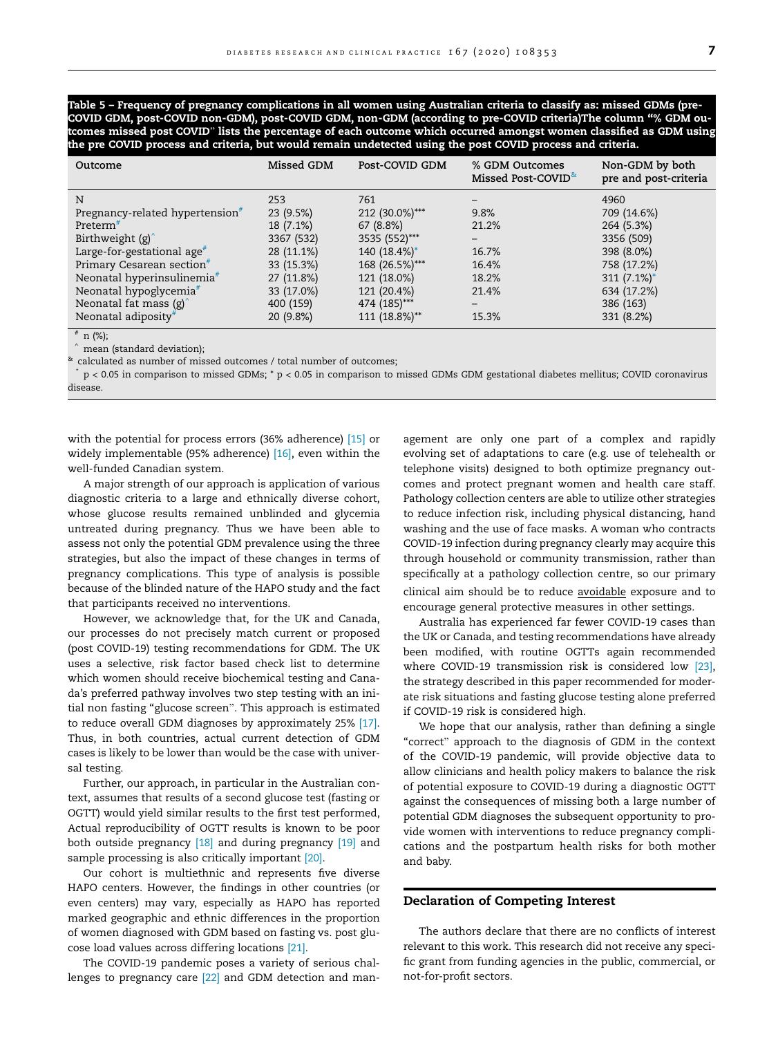**Table 5 – Frequency of pregnancy complications in all women using Australian criteria to classify as: missed GDMs (pre-COVID GDM, post-COVID non-GDM), post-COVID GDM, non-GDM (according to pre-COVID criteria)The column "% GDM outcomes missed post COVID" lists the percentage of each outcome which occurred amongst women classified as GDM using the pre COVID process and criteria, but would remain undetected using the post COVID process and criteria.**

| Outcome | Missed GDM | Post-COVID GDM | % GDM Outcomes Missed Post-COVID[&] | Non-GDM by both pre and post-criteria |
|---|---|---|---|---|
| N | 253 | 761 | – | 4960 |
| Pregnancy-related hypertension[#] | 23 (9.5%) | 212 (30.0%)*** | 9.8% | 709 (14.6%) |
| Preterm[#] | 18 (7.1%) | 67 (8.8%) | 21.2% | 264 (5.3%) |
| Birthweight (g)[^] | 3367 (532) | 3535 (552)*** | – | 3356 (509) |
| Large-for-gestational age[#] | 28 (11.1%) | 140 (18.4%)* | 16.7% | 398 (8.0%) |
| Primary Cesarean section[#] | 33 (15.3%) | 168 (26.5%)*** | 16.4% | 758 (17.2%) |
| Neonatal hyperinsulinemia[#] | 27 (11.8%) | 121 (18.0%) | 18.2% | 311 (7.1%)* |
| Neonatal hypoglycemia[#] | 33 (17.0%) | 121 (20.4%) | 21.4% | 634 (17.2%) |
| Neonatal fat mass (g)[^] | 400 (159) | 474 (185)*** | – | 386 (163) |
| Neonatal adiposity[#] | 20 (9.8%) | 111 (18.8%)** | 15.3% | 331 (8.2%) |

[#] n (%);
[^] mean (standard deviation);
[&] calculated as number of missed outcomes / total number of outcomes;
* $p < 0.05$ in comparison to missed GDMs; * $p < 0.05$ in comparison to missed GDMs GDM gestational diabetes mellitus; COVID coronavirus disease.

with the potential for process errors (36% adherence) [15] or widely implementable (95% adherence) [16], even within the well-funded Canadian system.

A major strength of our approach is application of various diagnostic criteria to a large and ethnically diverse cohort, whose glucose results remained unblinded and glycemia untreated during pregnancy. Thus we have been able to assess not only the potential GDM prevalence using the three strategies, but also the impact of these changes in terms of pregnancy complications. This type of analysis is possible because of the blinded nature of the HAPO study and the fact that participants received no interventions.

However, we acknowledge that, for the UK and Canada, our processes do not precisely match current or proposed (post COVID-19) testing recommendations for GDM. The UK uses a selective, risk factor based check list to determine which women should receive biochemical testing and Canada's preferred pathway involves two step testing with an initial non fasting "glucose screen". This approach is estimated to reduce overall GDM diagnoses by approximately 25% [17]. Thus, in both countries, actual current detection of GDM cases is likely to be lower than would be the case with universal testing.

Further, our approach, in particular in the Australian context, assumes that results of a second glucose test (fasting or OGTT) would yield similar results to the first test performed, Actual reproducibility of OGTT results is known to be poor both outside pregnancy [18] and during pregnancy [19] and sample processing is also critically important [20].

Our cohort is multiethnic and represents five diverse HAPO centers. However, the findings in other countries (or even centers) may vary, especially as HAPO has reported marked geographic and ethnic differences in the proportion of women diagnosed with GDM based on fasting vs. post glucose load values across differing locations [21].

The COVID-19 pandemic poses a variety of serious challenges to pregnancy care [22] and GDM detection and management are only one part of a complex and rapidly evolving set of adaptations to care (e.g. use of telehealth or telephone visits) designed to both optimize pregnancy outcomes and protect pregnant women and health care staff. Pathology collection centers are able to utilize other strategies to reduce infection risk, including physical distancing, hand washing and the use of face masks. A woman who contracts COVID-19 infection during pregnancy clearly may acquire this through household or community transmission, rather than specifically at a pathology collection centre, so our primary clinical aim should be to reduce avoidable exposure and to encourage general protective measures in other settings.

Australia has experienced far fewer COVID-19 cases than the UK or Canada, and testing recommendations have already been modified, with routine OGTTs again recommended where COVID-19 transmission risk is considered low [23], the strategy described in this paper recommended for moderate risk situations and fasting glucose testing alone preferred if COVID-19 risk is considered high.

We hope that our analysis, rather than defining a single "correct" approach to the diagnosis of GDM in the context of the COVID-19 pandemic, will provide objective data to allow clinicians and health policy makers to balance the risk of potential exposure to COVID-19 during a diagnostic OGTT against the consequences of missing both a large number of potential GDM diagnoses the subsequent opportunity to provide women with interventions to reduce pregnancy complications and the postpartum health risks for both mother and baby.

## Declaration of Competing Interest

The authors declare that there are no conflicts of interest relevant to this work. This research did not receive any specific grant from funding agencies in the public, commercial, or not-for-profit sectors.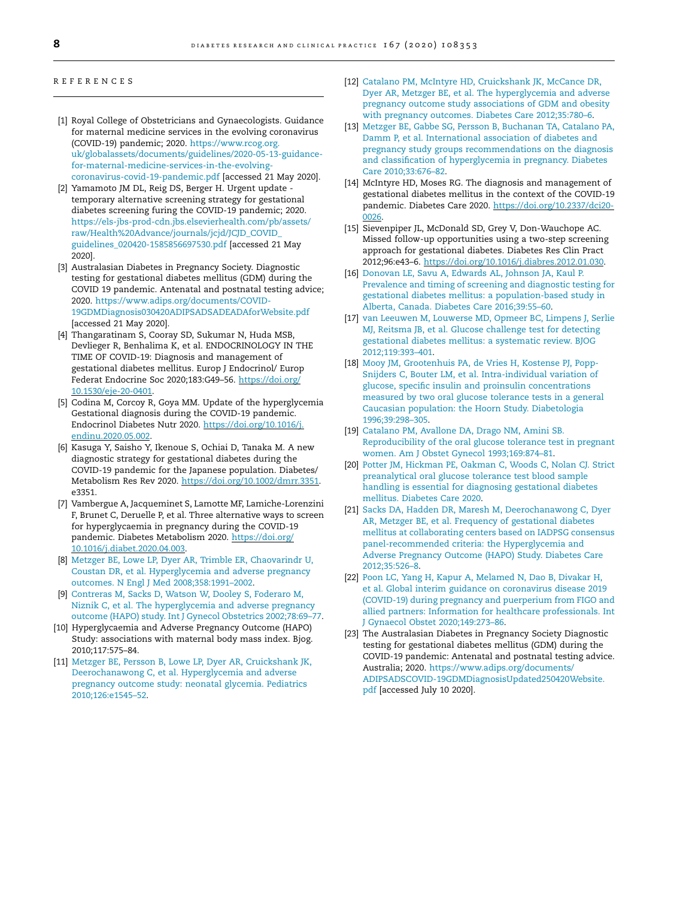## REFERENCES

[1] Royal College of Obstetricians and Gynaecologists. Guidance for maternal medicine services in the evolving coronavirus (COVID-19) pandemic; 2020. https://www.rcog.org.uk/globalassets/documents/guidelines/2020-05-13-guidance-for-maternal-medicine-services-in-the-evolving-coronavirus-covid-19-pandemic.pdf [accessed 21 May 2020].

[2] Yamamoto JM DL, Reig DS, Berger H. Urgent update - temporary alternative screening strategy for gestational diabetes screening furing the COVID-19 pandemic; 2020. https://els-jbs-prod-cdn.jbs.elsevierhealth.com/pb/assets/raw/Health%20Advance/journals/jcjd/JCJD_COVID_guidelines_020420-1585856697530.pdf [accessed 21 May 2020].

[3] Australasian Diabetes in Pregnancy Society. Diagnostic testing for gestational diabetes mellitus (GDM) during the COVID 19 pandemic. Antenatal and postnatal testing advice; 2020. https://www.adips.org/documents/COVID-19GDMDiagnosis030420ADIPSADSADEADAforWebsite.pdf [accessed 21 May 2020].

[4] Thangaratinam S, Cooray SD, Sukumar N, Huda MSB, Devlieger R, Benhalima K, et al. ENDOCRINOLOGY IN THE TIME OF COVID-19: Diagnosis and management of gestational diabetes mellitus. Europ J Endocrinol/ Europ Federat Endocrine Soc 2020;183:G49–56. https://doi.org/10.1530/eje-20-0401.

[5] Codina M, Corcoy R, Goya MM. Update of the hyperglycemia Gestational diagnosis during the COVID-19 pandemic. Endocrinol Diabetes Nutr 2020. https://doi.org/10.1016/j.endinu.2020.05.002.

[6] Kasuga Y, Saisho Y, Ikenoue S, Ochiai D, Tanaka M. A new diagnostic strategy for gestational diabetes during the COVID-19 pandemic for the Japanese population. Diabetes/Metabolism Res Rev 2020. https://doi.org/10.1002/dmrr.3351. e3351.

[7] Vambergue A, Jacqueminet S, Lamotte MF, Lamiche-Lorenzini F, Brunet C, Deruelle P, et al. Three alternative ways to screen for hyperglycaemia in pregnancy during the COVID-19 pandemic. Diabetes Metabolism 2020. https://doi.org/10.1016/j.diabet.2020.04.003.

[8] Metzger BE, Lowe LP, Dyer AR, Trimble ER, Chaovarindr U, Coustan DR, et al. Hyperglycemia and adverse pregnancy outcomes. N Engl J Med 2008;358:1991–2002.

[9] Contreras M, Sacks D, Watson W, Dooley S, Foderaro M, Niznik C, et al. The hyperglycemia and adverse pregnancy outcome (HAPO) study. Int J Gynecol Obstetrics 2002;78:69–77.

[10] Hyperglycaemia and Adverse Pregnancy Outcome (HAPO) Study: associations with maternal body mass index. Bjog. 2010;117:575–84.

[11] Metzger BE, Persson B, Lowe LP, Dyer AR, Cruickshank JK, Deerochanawong C, et al. Hyperglycemia and adverse pregnancy outcome study: neonatal glycemia. Pediatrics 2010;126:e1545–52.

[12] Catalano PM, McIntyre HD, Cruickshank JK, McCance DR, Dyer AR, Metzger BE, et al. The hyperglycemia and adverse pregnancy outcome study associations of GDM and obesity with pregnancy outcomes. Diabetes Care 2012;35:780–6.

[13] Metzger BE, Gabbe SG, Persson B, Buchanan TA, Catalano PA, Damm P, et al. International association of diabetes and pregnancy study groups recommendations on the diagnosis and classification of hyperglycemia in pregnancy. Diabetes Care 2010;33:676–82.

[14] McIntyre HD, Moses RG. The diagnosis and management of gestational diabetes mellitus in the context of the COVID-19 pandemic. Diabetes Care 2020. https://doi.org/10.2337/dci20-0026.

[15] Sievenpiper JL, McDonald SD, Grey V, Don-Wauchope AC. Missed follow-up opportunities using a two-step screening approach for gestational diabetes. Diabetes Res Clin Pract 2012;96:e43–6. https://doi.org/10.1016/j.diabres.2012.01.030.

[16] Donovan LE, Savu A, Edwards AL, Johnson JA, Kaul P. Prevalence and timing of screening and diagnostic testing for gestational diabetes mellitus: a population-based study in Alberta, Canada. Diabetes Care 2016;39:55–60.

[17] van Leeuwen M, Louwerse MD, Opmeer BC, Limpens J, Serlie MJ, Reitsma JB, et al. Glucose challenge test for detecting gestational diabetes mellitus: a systematic review. BJOG 2012;119:393–401.

[18] Mooy JM, Grootenhuis PA, de Vries H, Kostense PJ, Popp-Snijders C, Bouter LM, et al. Intra-individual variation of glucose, specific insulin and proinsulin concentrations measured by two oral glucose tolerance tests in a general Caucasian population: the Hoorn Study. Diabetologia 1996;39:298–305.

[19] Catalano PM, Avallone DA, Drago NM, Amini SB. Reproducibility of the oral glucose tolerance test in pregnant women. Am J Obstet Gynecol 1993;169:874–81.

[20] Potter JM, Hickman PE, Oakman C, Woods C, Nolan CJ. Strict preanalytical oral glucose tolerance test blood sample handling is essential for diagnosing gestational diabetes mellitus. Diabetes Care 2020.

[21] Sacks DA, Hadden DR, Maresh M, Deerochanawong C, Dyer AR, Metzger BE, et al. Frequency of gestational diabetes mellitus at collaborating centers based on IADPSG consensus panel-recommended criteria: the Hyperglycemia and Adverse Pregnancy Outcome (HAPO) Study. Diabetes Care 2012;35:526–8.

[22] Poon LC, Yang H, Kapur A, Melamed N, Dao B, Divakar H, et al. Global interim guidance on coronavirus disease 2019 (COVID-19) during pregnancy and puerperium from FIGO and allied partners: Information for healthcare professionals. Int J Gynaecol Obstet 2020;149:273–86.

[23] The Australasian Diabetes in Pregnancy Society Diagnostic testing for gestational diabetes mellitus (GDM) during the COVID-19 pandemic: Antenatal and postnatal testing advice. Australia; 2020. https://www.adips.org/documents/ADIPSADSCOVID-19GDMDiagnosisUpdated250420Website.pdf [accessed July 10 2020].